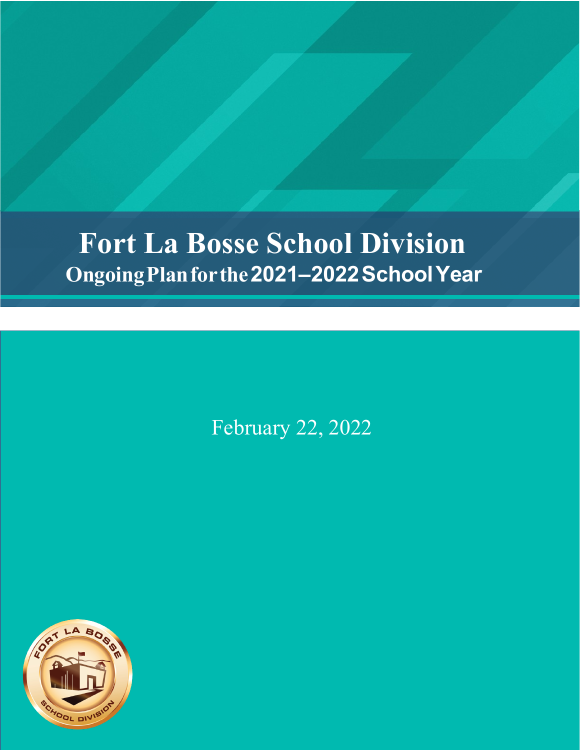# Fort La Bosse School Division

## Ongoing Plan for the 2021–2022 School Year

February 22, 2022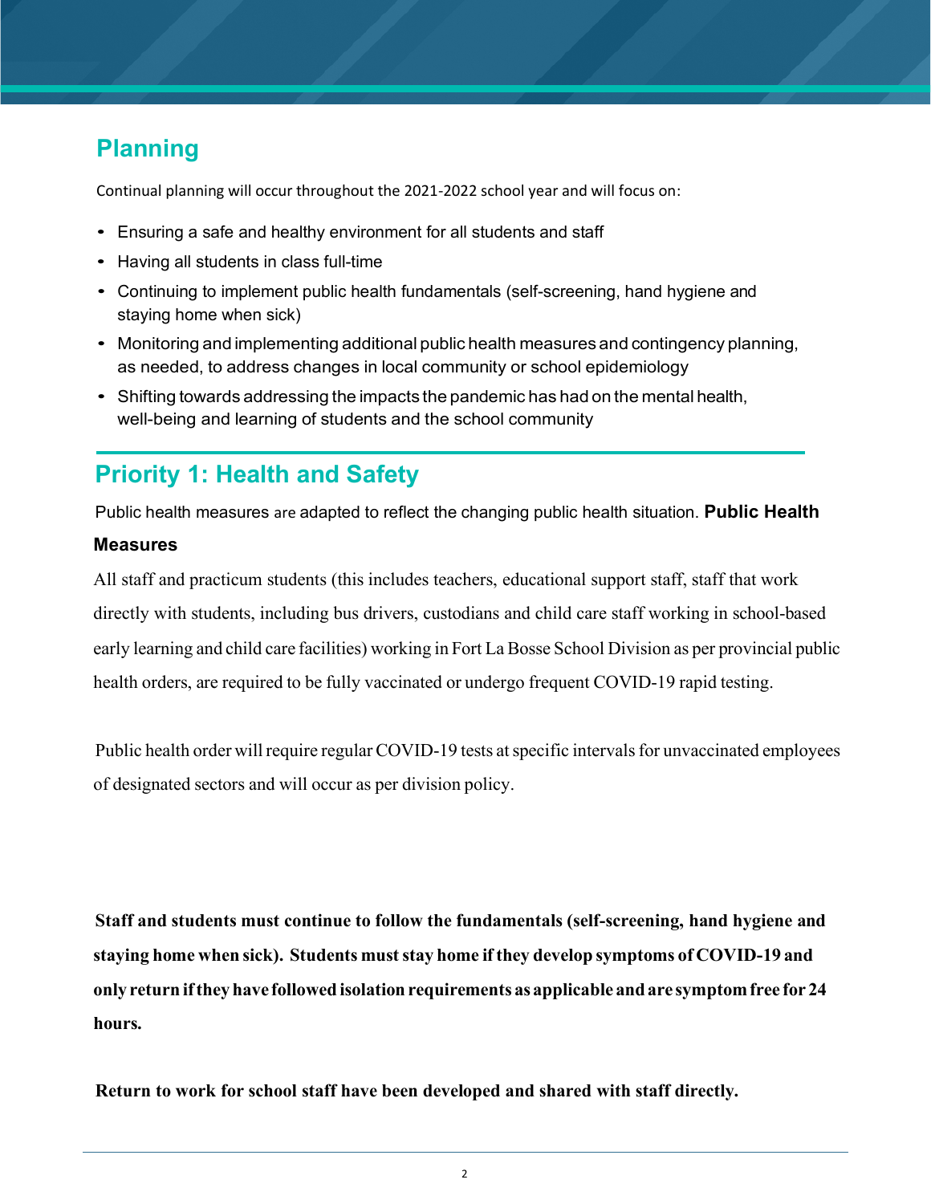## Planning

Continual planning will occur throughout the 2021-2022 school year and will focus on:

- Ensuring a safe and healthy environment for all students and staff
- Having all students in class full-time
- Continuing to implement public health fundamentals (self-screening, hand hygiene and staying home when sick)
- Monitoring and implementing additional public health measures and contingency planning, as needed, to address changes in local community or school epidemiology
- Shifting towards addressing the impacts the pandemic has had on the mental health, well-being and learning of students and the school community

## Priority 1: Health and Safety

Public health measures are adapted to reflect the changing public health situation.

### Public Health Measures

All staff and practicum students (this includes teachers, educational support staff, staff that work directly with students, including bus drivers, custodians and child care staff working in school-based early learning and child care facilities) working in Fort La Bosse School Division as per provincial public health orders, are required to be fully vaccinated or undergo frequent COVID-19 rapid testing.

Public health order will require regular COVID-19 tests at specific intervals for unvaccinated employees of designated sectors and will occur as per division policy.

**Staff and students must continue to follow the fundamentals (self-screening, hand hygiene and staying home when sick). Students must stay home if they develop symptoms of COVID-19 and only return if they have followed isolation requirements as applicable and are symptom free for 24 hours.**

**Return to work for school staff have been developed and shared with staff directly.**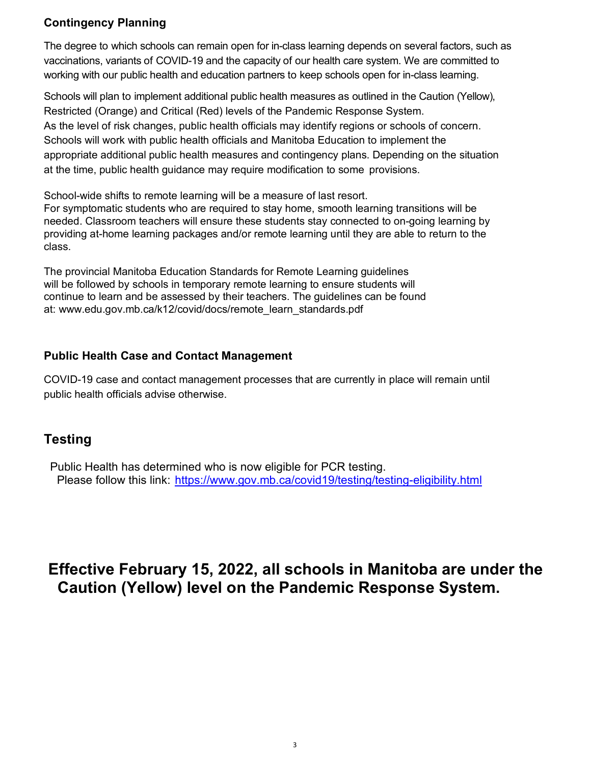### Contingency Planning

The degree to which schools can remain open for in-class learning depends on several factors, such as vaccinations, variants of COVID-19 and the capacity of our health care system. We are committed to working with our public health and education partners to keep schools open for in-class learning.

Schools will plan to implement additional public health measures as outlined in the Caution (Yellow), Restricted (Orange) and Critical (Red) levels of the Pandemic Response System. As the level of risk changes, public health officials may identify regions or schools of concern. Schools will work with public health officials and Manitoba Education to implement the appropriate additional public health measures and contingency plans. Depending on the situation at the time, public health guidance may require modification to some provisions.

School-wide shifts to remote learning will be a measure of last resort. For symptomatic students who are required to stay home, smooth learning transitions will be needed. Classroom teachers will ensure these students stay connected to on-going learning by providing at-home learning packages and/or remote learning until they are able to return to the class.

The provincial Manitoba Education Standards for Remote Learning guidelines will be followed by schools in temporary remote learning to ensure students will continue to learn and be assessed by their teachers. The guidelines can be found at: www.edu.gov.mb.ca/k12/covid/docs/remote_learn_standards.pdf

### Public Health Case and Contact Management

COVID-19 case and contact management processes that are currently in place will remain until public health officials advise otherwise.

## Testing

Public Health has determined who is now eligible for PCR testing. Please follow this link: https://www.gov.mb.ca/covid19/testing/testing-eligibility.html

## Effective February 15, 2022, all schools in Manitoba are under the Caution (Yellow) level on the Pandemic Response System.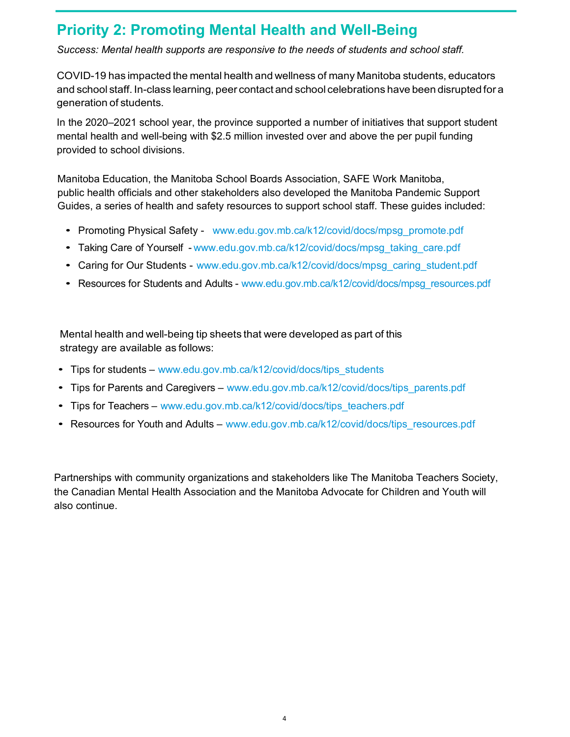## Priority 2: Promoting Mental Health and Well-Being

*Success: Mental health supports are responsive to the needs of students and school staff.*

COVID-19 has impacted the mental health and wellness of many Manitoba students, educators and school staff. In-class learning, peer contact and school celebrations have been disrupted for a generation of students.

In the 2020–2021 school year, the province supported a number of initiatives that support student mental health and well-being with $2.5 million invested over and above the per pupil funding provided to school divisions.

Manitoba Education, the Manitoba School Boards Association, SAFE Work Manitoba, public health officials and other stakeholders also developed the Manitoba Pandemic Support Guides, a series of health and safety resources to support school staff. These guides included:

- Promoting Physical Safety - www.edu.gov.mb.ca/k12/covid/docs/mpsg_promote.pdf
- Taking Care of Yourself - www.edu.gov.mb.ca/k12/covid/docs/mpsg_taking_care.pdf
- Caring for Our Students - www.edu.gov.mb.ca/k12/covid/docs/mpsg_caring_student.pdf
- Resources for Students and Adults - www.edu.gov.mb.ca/k12/covid/docs/mpsg_resources.pdf

Mental health and well-being tip sheets that were developed as part of this strategy are available as follows:

- Tips for students – www.edu.gov.mb.ca/k12/covid/docs/tips_students
- Tips for Parents and Caregivers – www.edu.gov.mb.ca/k12/covid/docs/tips_parents.pdf
- Tips for Teachers – www.edu.gov.mb.ca/k12/covid/docs/tips_teachers.pdf
- Resources for Youth and Adults – www.edu.gov.mb.ca/k12/covid/docs/tips_resources.pdf

Partnerships with community organizations and stakeholders like The Manitoba Teachers Society, the Canadian Mental Health Association and the Manitoba Advocate for Children and Youth will also continue.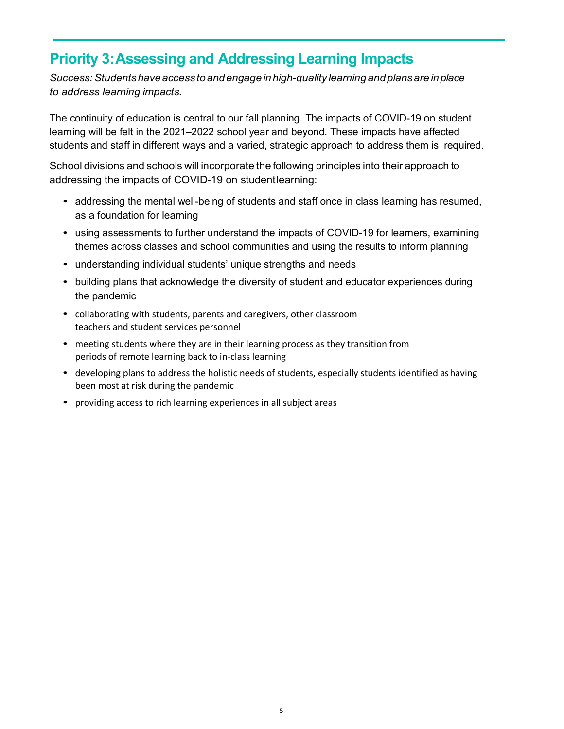## Priority 3: Assessing and Addressing Learning Impacts

*Success: Students have access to and engage in high-quality learning and plans are in place to address learning impacts.*

The continuity of education is central to our fall planning. The impacts of COVID-19 on student learning will be felt in the 2021–2022 school year and beyond. These impacts have affected students and staff in different ways and a varied, strategic approach to address them is required.

School divisions and schools will incorporate the following principles into their approach to addressing the impacts of COVID-19 on student learning:

- addressing the mental well-being of students and staff once in class learning has resumed, as a foundation for learning
- using assessments to further understand the impacts of COVID-19 for learners, examining themes across classes and school communities and using the results to inform planning
- understanding individual students' unique strengths and needs
- building plans that acknowledge the diversity of student and educator experiences during the pandemic
- collaborating with students, parents and caregivers, other classroom teachers and student services personnel
- meeting students where they are in their learning process as they transition from periods of remote learning back to in-class learning
- developing plans to address the holistic needs of students, especially students identified as having been most at risk during the pandemic
- providing access to rich learning experiences in all subject areas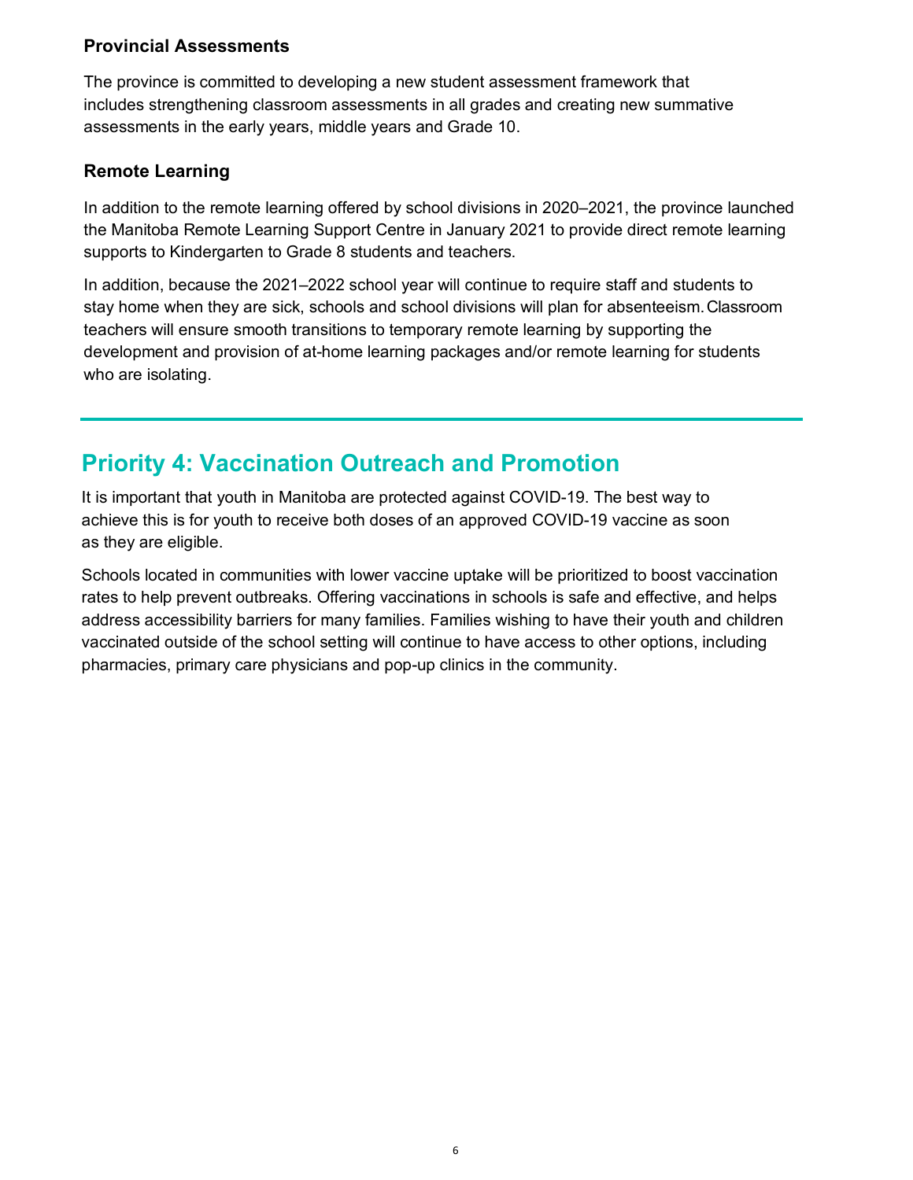### Provincial Assessments

The province is committed to developing a new student assessment framework that includes strengthening classroom assessments in all grades and creating new summative assessments in the early years, middle years and Grade 10.

### Remote Learning

In addition to the remote learning offered by school divisions in 2020–2021, the province launched the Manitoba Remote Learning Support Centre in January 2021 to provide direct remote learning supports to Kindergarten to Grade 8 students and teachers.

In addition, because the 2021–2022 school year will continue to require staff and students to stay home when they are sick, schools and school divisions will plan for absenteeism. Classroom teachers will ensure smooth transitions to temporary remote learning by supporting the development and provision of at-home learning packages and/or remote learning for students who are isolating.

---

## Priority 4: Vaccination Outreach and Promotion

It is important that youth in Manitoba are protected against COVID-19. The best way to achieve this is for youth to receive both doses of an approved COVID-19 vaccine as soon as they are eligible.

Schools located in communities with lower vaccine uptake will be prioritized to boost vaccination rates to help prevent outbreaks. Offering vaccinations in schools is safe and effective, and helps address accessibility barriers for many families. Families wishing to have their youth and children vaccinated outside of the school setting will continue to have access to other options, including pharmacies, primary care physicians and pop-up clinics in the community.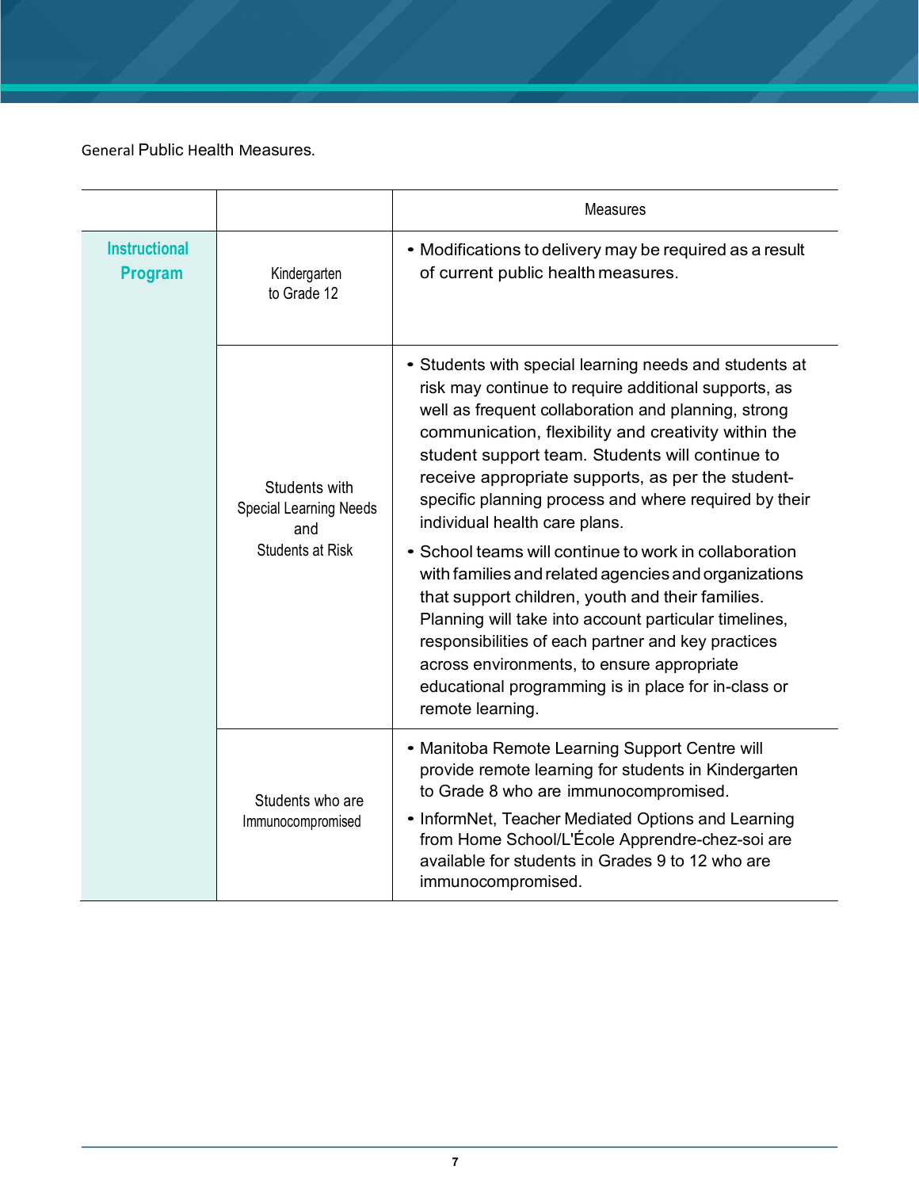General Public Health Measures.

| | | Measures |
|---|---|---|
| **Instructional Program** | Kindergarten to Grade 12 | • Modifications to delivery may be required as a result of current public health measures. |
| | Students with Special Learning Needs and Students at Risk | • Students with special learning needs and students at risk may continue to require additional supports, as well as frequent collaboration and planning, strong communication, flexibility and creativity within the student support team. Students will continue to receive appropriate supports, as per the student-specific planning process and where required by their individual health care plans. <br> • School teams will continue to work in collaboration with families and related agencies and organizations that support children, youth and their families. Planning will take into account particular timelines, responsibilities of each partner and key practices across environments, to ensure appropriate educational programming is in place for in-class or remote learning. |
| | Students who are Immunocompromised | • Manitoba Remote Learning Support Centre will provide remote learning for students in Kindergarten to Grade 8 who are immunocompromised. <br> • InformNet, Teacher Mediated Options and Learning from Home School/L'École Apprendre-chez-soi are available for students in Grades 9 to 12 who are immunocompromised. |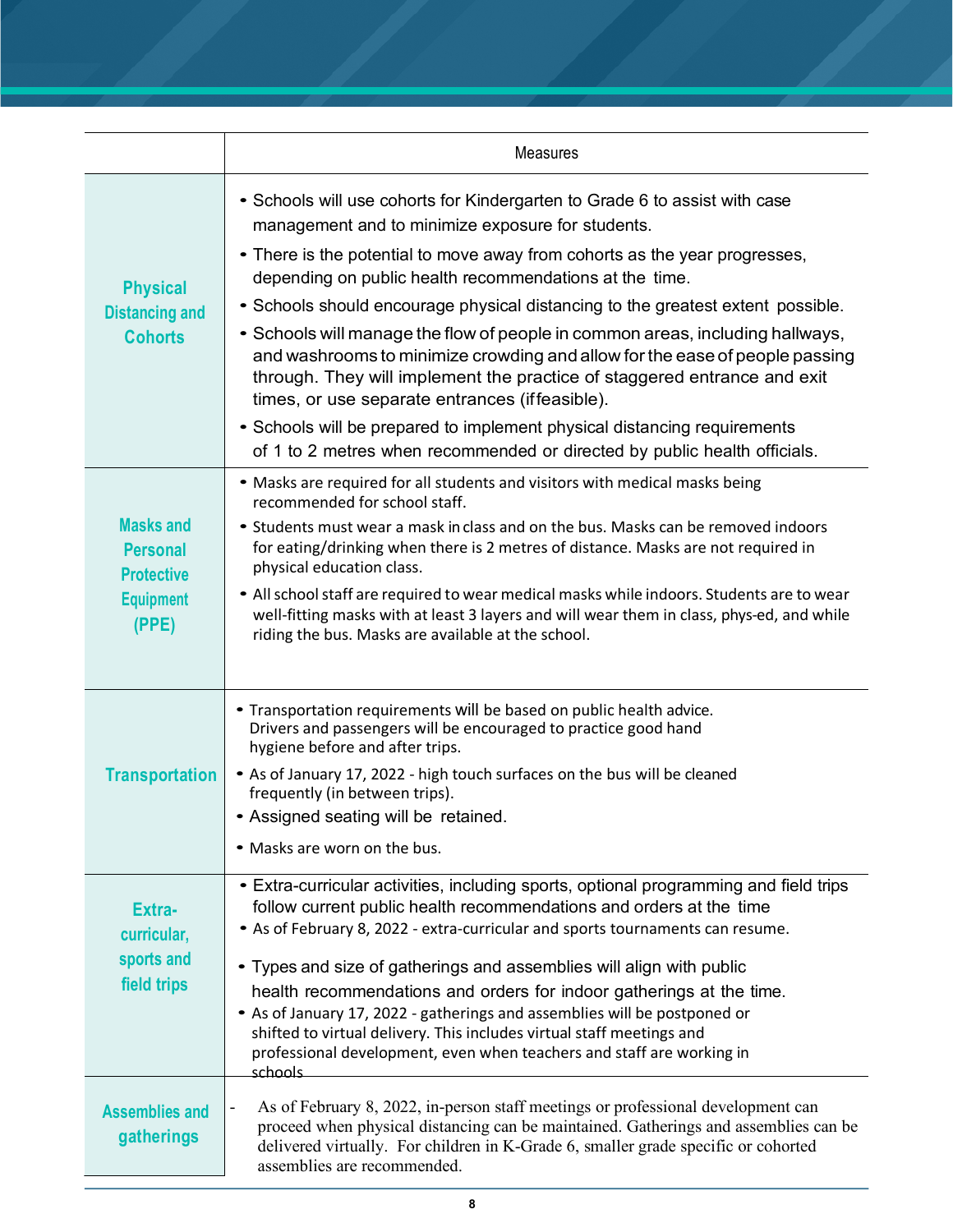| | Measures |
|---|---|
| **Physical Distancing and Cohorts** | • Schools will use cohorts for Kindergarten to Grade 6 to assist with case management and to minimize exposure for students.<br>• There is the potential to move away from cohorts as the year progresses, depending on public health recommendations at the time.<br>• Schools should encourage physical distancing to the greatest extent possible.<br>• Schools will manage the flow of people in common areas, including hallways, and washrooms to minimize crowding and allow for the ease of people passing through. They will implement the practice of staggered entrance and exit times, or use separate entrances (if feasible).<br>• Schools will be prepared to implement physical distancing requirements of 1 to 2 metres when recommended or directed by public health officials. |
| **Masks and Personal Protective Equipment (PPE)** | • Masks are required for all students and visitors with medical masks being recommended for school staff.<br>• Students must wear a mask in class and on the bus. Masks can be removed indoors for eating/drinking when there is 2 metres of distance. Masks are not required in physical education class.<br>• All school staff are required to wear medical masks while indoors. Students are to wear well-fitting masks with at least 3 layers and will wear them in class, phys-ed, and while riding the bus. Masks are available at the school. |
| **Transportation** | • Transportation requirements will be based on public health advice. Drivers and passengers will be encouraged to practice good hand hygiene before and after trips.<br>• As of January 17, 2022 - high touch surfaces on the bus will be cleaned frequently (in between trips).<br>• Assigned seating will be retained.<br>• Masks are worn on the bus. |
| **Extra-curricular, sports and field trips** | • Extra-curricular activities, including sports, optional programming and field trips follow current public health recommendations and orders at the time<br>• As of February 8, 2022 - extra-curricular and sports tournaments can resume.<br>• Types and size of gatherings and assemblies will align with public health recommendations and orders for indoor gatherings at the time.<br>• As of January 17, 2022 - gatherings and assemblies will be postponed or shifted to virtual delivery. This includes virtual staff meetings and professional development, even when teachers and staff are working in schools |
| **Assemblies and gatherings** | - As of February 8, 2022, in-person staff meetings or professional development can proceed when physical distancing can be maintained. Gatherings and assemblies can be delivered virtually. For children in K-Grade 6, smaller grade specific or cohorted assemblies are recommended. |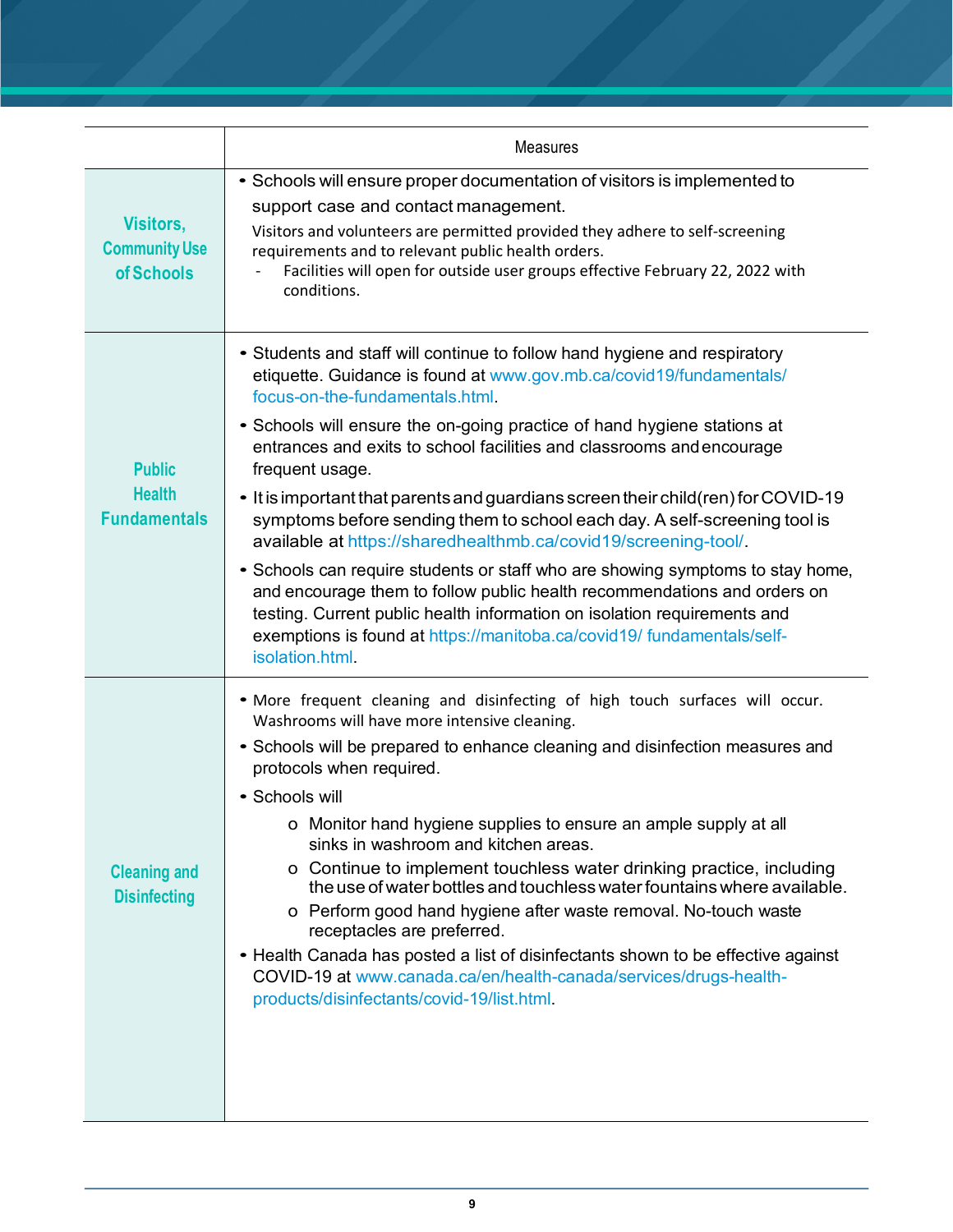| | Measures |
|---|---|
| **Visitors, Community Use of Schools** | • Schools will ensure proper documentation of visitors is implemented to support case and contact management.<br>Visitors and volunteers are permitted provided they adhere to self-screening requirements and to relevant public health orders.<br>- Facilities will open for outside user groups effective February 22, 2022 with conditions. |
| **Public Health Fundamentals** | • Students and staff will continue to follow hand hygiene and respiratory etiquette. Guidance is found at www.gov.mb.ca/covid19/fundamentals/focus-on-the-fundamentals.html.<br>• Schools will ensure the on-going practice of hand hygiene stations at entrances and exits to school facilities and classrooms and encourage frequent usage.<br>• It is important that parents and guardians screen their child(ren) for COVID-19 symptoms before sending them to school each day. A self-screening tool is available at https://sharedhealthmb.ca/covid19/screening-tool/.<br>• Schools can require students or staff who are showing symptoms to stay home, and encourage them to follow public health recommendations and orders on testing. Current public health information on isolation requirements and exemptions is found at https://manitoba.ca/covid19/ fundamentals/self-isolation.html. |
| **Cleaning and Disinfecting** | • More frequent cleaning and disinfecting of high touch surfaces will occur. Washrooms will have more intensive cleaning.<br>• Schools will be prepared to enhance cleaning and disinfection measures and protocols when required.<br>• Schools will<br>&nbsp;&nbsp;o Monitor hand hygiene supplies to ensure an ample supply at all sinks in washroom and kitchen areas.<br>&nbsp;&nbsp;o Continue to implement touchless water drinking practice, including the use of water bottles and touchless water fountains where available.<br>&nbsp;&nbsp;o Perform good hand hygiene after waste removal. No-touch waste receptacles are preferred.<br>• Health Canada has posted a list of disinfectants shown to be effective against COVID-19 at www.canada.ca/en/health-canada/services/drugs-health-products/disinfectants/covid-19/list.html. |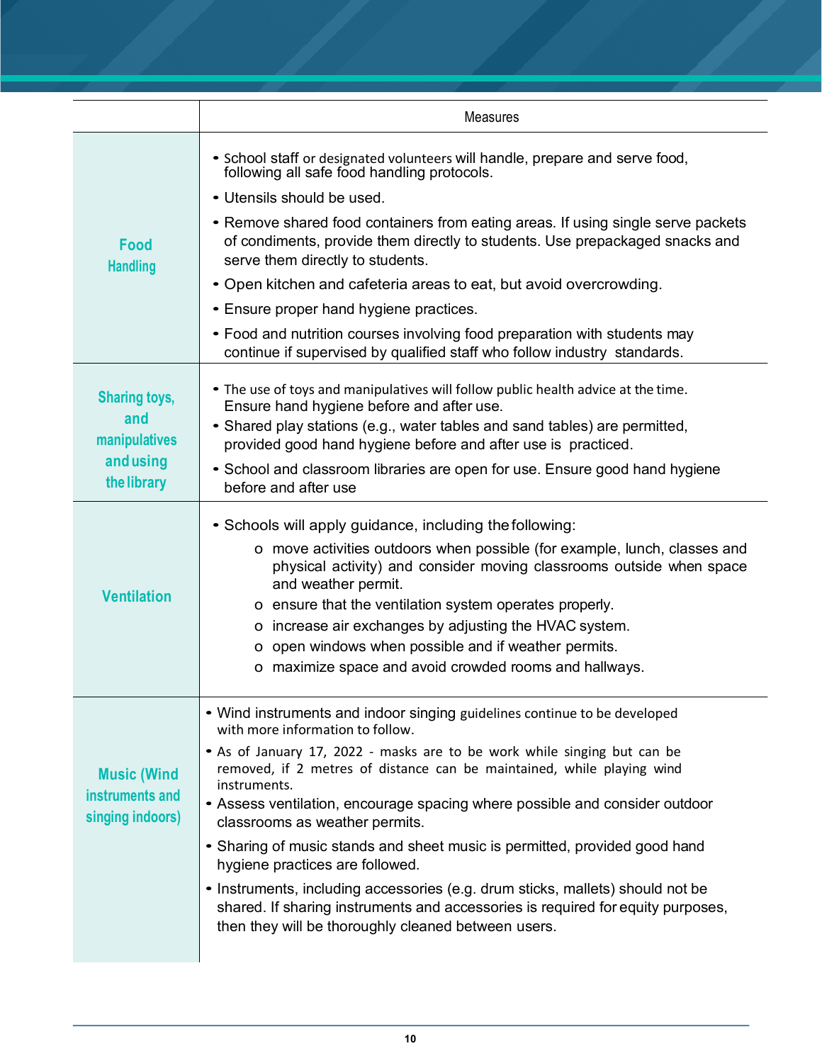| | Measures |
|---|---|
| **Food Handling** | • School staff or designated volunteers will handle, prepare and serve food, following all safe food handling protocols.<br>• Utensils should be used.<br>• Remove shared food containers from eating areas. If using single serve packets of condiments, provide them directly to students. Use prepackaged snacks and serve them directly to students.<br>• Open kitchen and cafeteria areas to eat, but avoid overcrowding.<br>• Ensure proper hand hygiene practices.<br>• Food and nutrition courses involving food preparation with students may continue if supervised by qualified staff who follow industry standards. |
| **Sharing toys, and manipulatives and using the library** | • The use of toys and manipulatives will follow public health advice at the time. Ensure hand hygiene before and after use.<br>• Shared play stations (e.g., water tables and sand tables) are permitted, provided good hand hygiene before and after use is practiced.<br>• School and classroom libraries are open for use. Ensure good hand hygiene before and after use |
| **Ventilation** | • Schools will apply guidance, including the following:<br>o move activities outdoors when possible (for example, lunch, classes and physical activity) and consider moving classrooms outside when space and weather permit.<br>o ensure that the ventilation system operates properly.<br>o increase air exchanges by adjusting the HVAC system.<br>o open windows when possible and if weather permits.<br>o maximize space and avoid crowded rooms and hallways. |
| **Music (Wind instruments and singing indoors)** | • Wind instruments and indoor singing guidelines continue to be developed with more information to follow.<br>• As of January 17, 2022 - masks are to be work while singing but can be removed, if 2 metres of distance can be maintained, while playing wind instruments.<br>• Assess ventilation, encourage spacing where possible and consider outdoor classrooms as weather permits.<br>• Sharing of music stands and sheet music is permitted, provided good hand hygiene practices are followed.<br>• Instruments, including accessories (e.g. drum sticks, mallets) should not be shared. If sharing instruments and accessories is required for equity purposes, then they will be thoroughly cleaned between users. |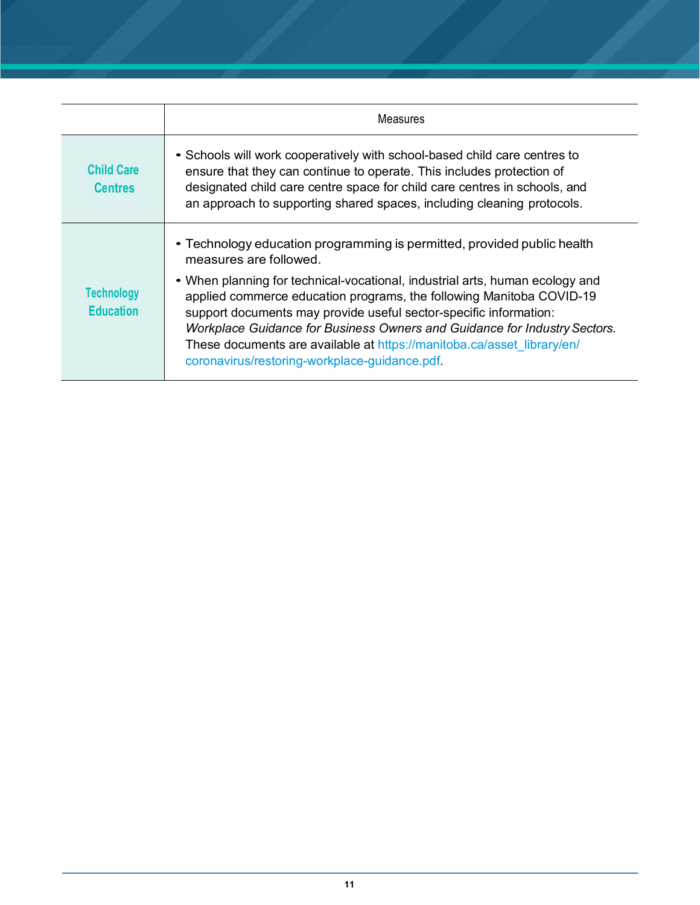| | Measures |
|---|---|
| **Child Care Centres** | • Schools will work cooperatively with school-based child care centres to ensure that they can continue to operate. This includes protection of designated child care centre space for child care centres in schools, and an approach to supporting shared spaces, including cleaning protocols. |
| **Technology Education** | • Technology education programming is permitted, provided public health measures are followed.<br>• When planning for technical-vocational, industrial arts, human ecology and applied commerce education programs, the following Manitoba COVID-19 support documents may provide useful sector-specific information: *Workplace Guidance for Business Owners and Guidance for Industry Sectors*. These documents are available at https://manitoba.ca/asset_library/en/coronavirus/restoring-workplace-guidance.pdf. |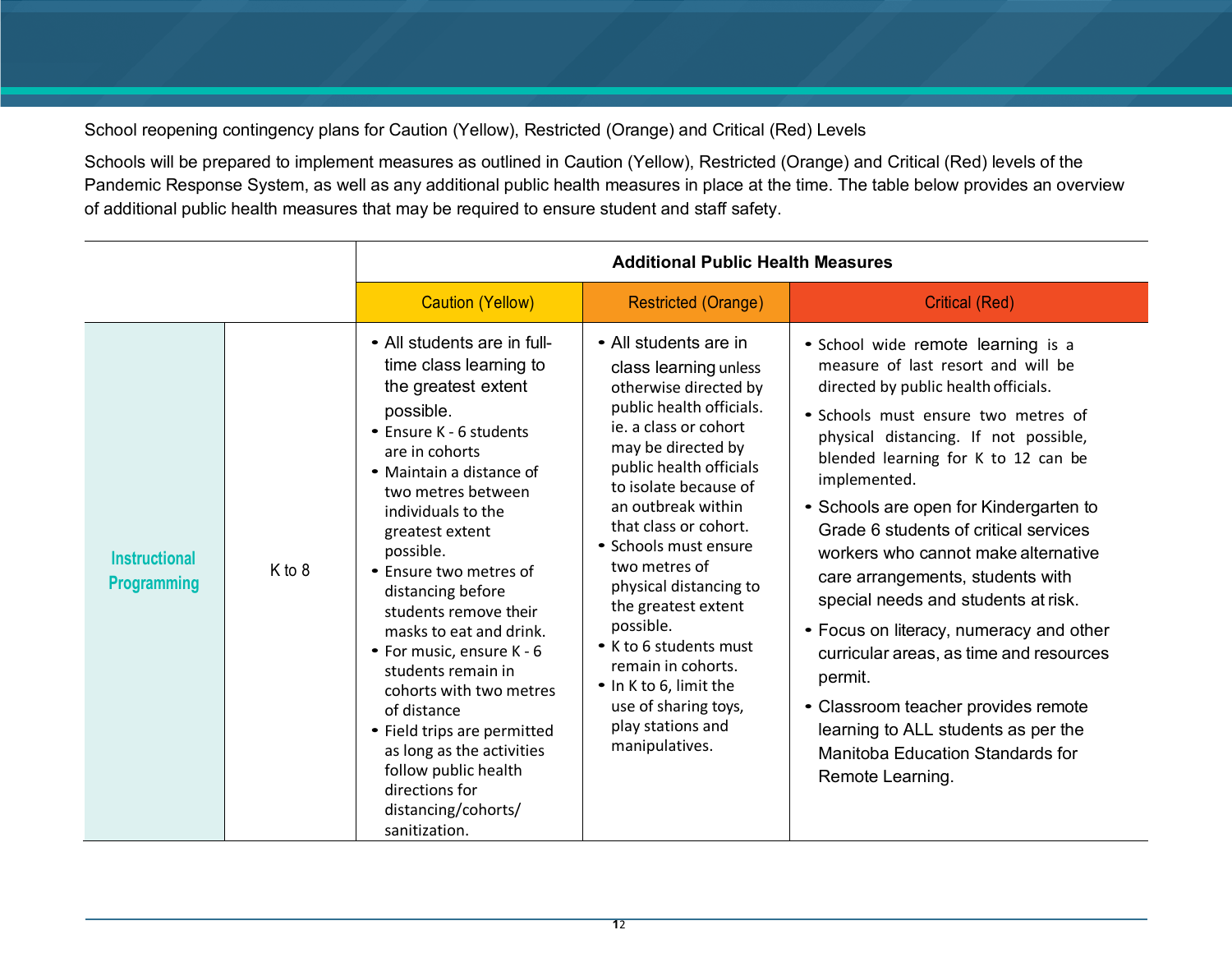School reopening contingency plans for Caution (Yellow), Restricted (Orange) and Critical (Red) Levels

Schools will be prepared to implement measures as outlined in Caution (Yellow), Restricted (Orange) and Critical (Red) levels of the Pandemic Response System, as well as any additional public health measures in place at the time. The table below provides an overview of additional public health measures that may be required to ensure student and staff safety.

| | | **Additional Public Health Measures** | | |
|---|---|---|---|---|
| | | Caution (Yellow) | Restricted (Orange) | Critical (Red) |
| **Instructional Programming** | K to 8 | • All students are in full-time class learning to the greatest extent possible.<br>• Ensure K - 6 students are in cohorts<br>• Maintain a distance of two metres between individuals to the greatest extent possible.<br>• Ensure two metres of distancing before students remove their masks to eat and drink.<br>• For music, ensure K - 6 students remain in cohorts with two metres of distance<br>• Field trips are permitted as long as the activities follow public health directions for distancing/cohorts/ sanitization. | • All students are in class learning unless otherwise directed by public health officials. ie. a class or cohort may be directed by public health officials to isolate because of an outbreak within that class or cohort.<br>• Schools must ensure two metres of physical distancing to the greatest extent possible.<br>• K to 6 students must remain in cohorts.<br>• In K to 6, limit the use of sharing toys, play stations and manipulatives. | • School wide remote learning is a measure of last resort and will be directed by public health officials.<br>• Schools must ensure two metres of physical distancing. If not possible, blended learning for K to 12 can be implemented.<br>• Schools are open for Kindergarten to Grade 6 students of critical services workers who cannot make alternative care arrangements, students with special needs and students at risk.<br>• Focus on literacy, numeracy and other curricular areas, as time and resources permit.<br>• Classroom teacher provides remote learning to ALL students as per the Manitoba Education Standards for Remote Learning. |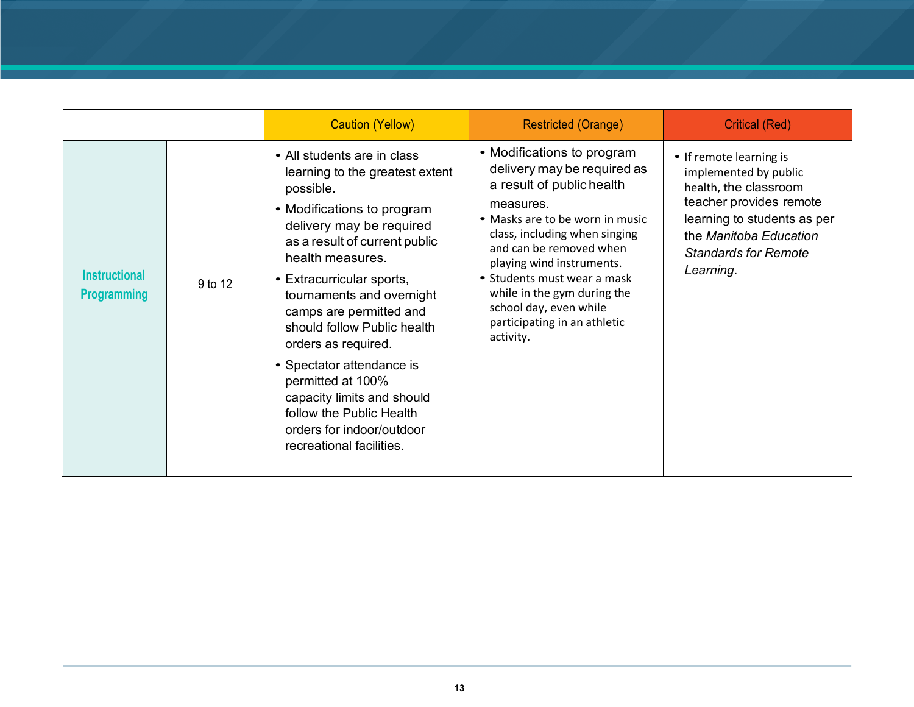| | | Caution (Yellow) | Restricted (Orange) | Critical (Red) |
|---|---|---|---|---|
| Instructional Programming | 9 to 12 | • All students are in class learning to the greatest extent possible.<br>• Modifications to program delivery may be required as a result of current public health measures.<br>• Extracurricular sports, tournaments and overnight camps are permitted and should follow Public health orders as required.<br>• Spectator attendance is permitted at 100% capacity limits and should follow the Public Health orders for indoor/outdoor recreational facilities. | • Modifications to program delivery may be required as a result of public health measures.<br>• Masks are to be worn in music class, including when singing and can be removed when playing wind instruments.<br>• Students must wear a mask while in the gym during the school day, even while participating in an athletic activity. | • If remote learning is implemented by public health, the classroom teacher provides remote learning to students as per the *Manitoba Education Standards for Remote Learning*. |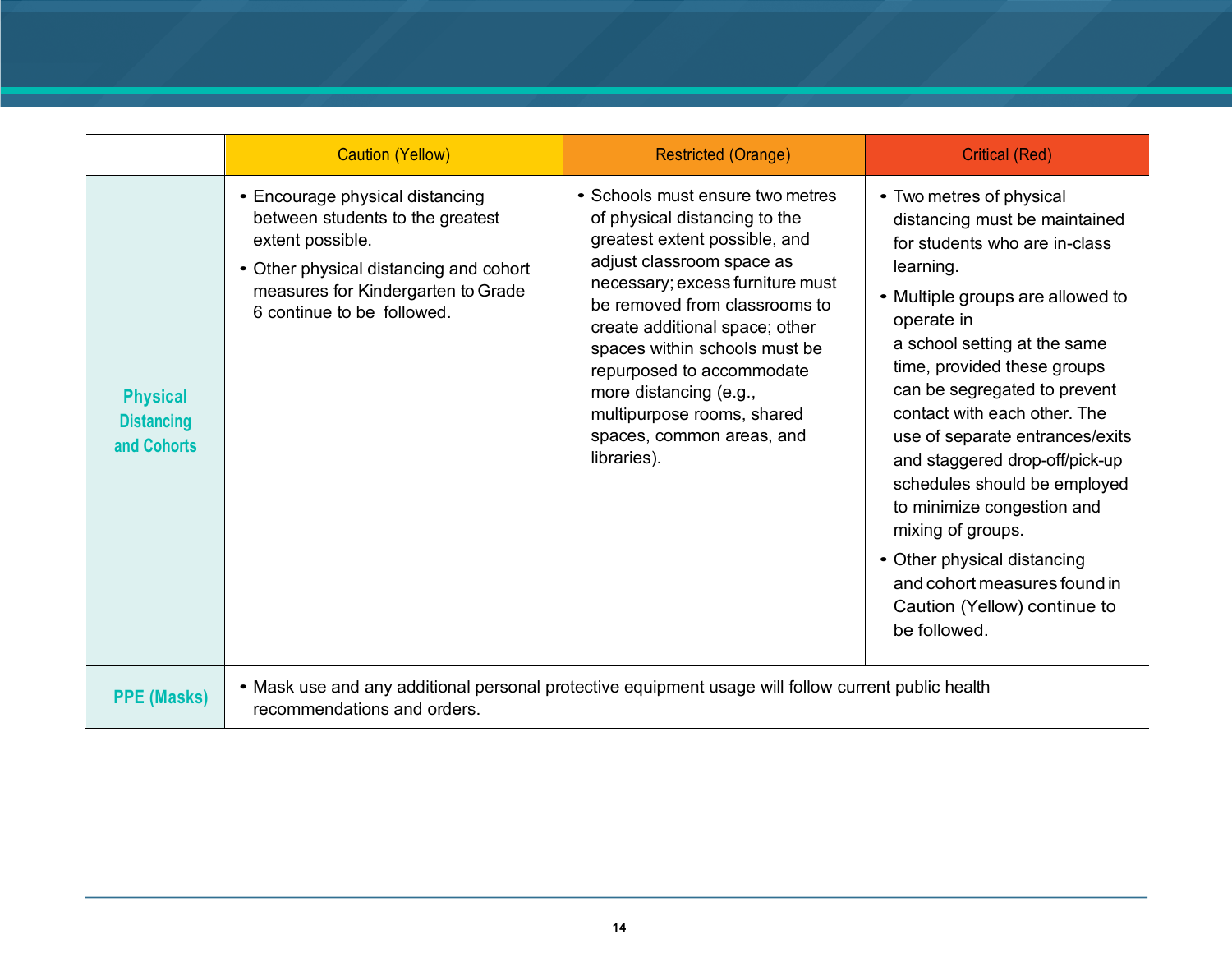| | Caution (Yellow) | Restricted (Orange) | Critical (Red) |
|---|---|---|---|
| **Physical Distancing and Cohorts** | • Encourage physical distancing between students to the greatest extent possible.<br>• Other physical distancing and cohort measures for Kindergarten to Grade 6 continue to be followed. | • Schools must ensure two metres of physical distancing to the greatest extent possible, and adjust classroom space as necessary; excess furniture must be removed from classrooms to create additional space; other spaces within schools must be repurposed to accommodate more distancing (e.g., multipurpose rooms, shared spaces, common areas, and libraries). | • Two metres of physical distancing must be maintained for students who are in-class learning.<br>• Multiple groups are allowed to operate in a school setting at the same time, provided these groups can be segregated to prevent contact with each other. The use of separate entrances/exits and staggered drop-off/pick-up schedules should be employed to minimize congestion and mixing of groups.<br>• Other physical distancing and cohort measures found in Caution (Yellow) continue to be followed. |
| **PPE (Masks)** | • Mask use and any additional personal protective equipment usage will follow current public health recommendations and orders. | | |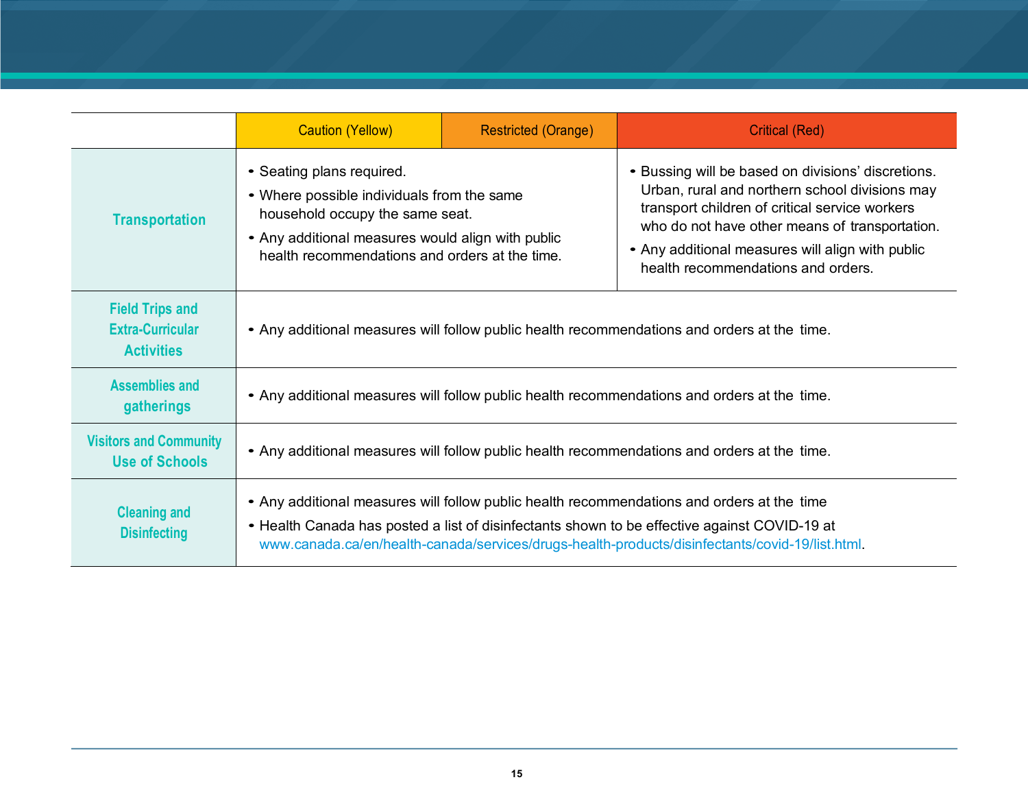| | Caution (Yellow) | Restricted (Orange) | Critical (Red) |
|---|---|---|---|
| **Transportation** | • Seating plans required.<br>• Where possible individuals from the same household occupy the same seat.<br>• Any additional measures would align with public health recommendations and orders at the time. | | • Bussing will be based on divisions' discretions. Urban, rural and northern school divisions may transport children of critical service workers who do not have other means of transportation.<br>• Any additional measures will align with public health recommendations and orders. |
| **Field Trips and Extra-Curricular Activities** | • Any additional measures will follow public health recommendations and orders at the time. | | |
| **Assemblies and gatherings** | • Any additional measures will follow public health recommendations and orders at the time. | | |
| **Visitors and Community Use of Schools** | • Any additional measures will follow public health recommendations and orders at the time. | | |
| **Cleaning and Disinfecting** | • Any additional measures will follow public health recommendations and orders at the time<br>• Health Canada has posted a list of disinfectants shown to be effective against COVID-19 at www.canada.ca/en/health-canada/services/drugs-health-products/disinfectants/covid-19/list.html. | | |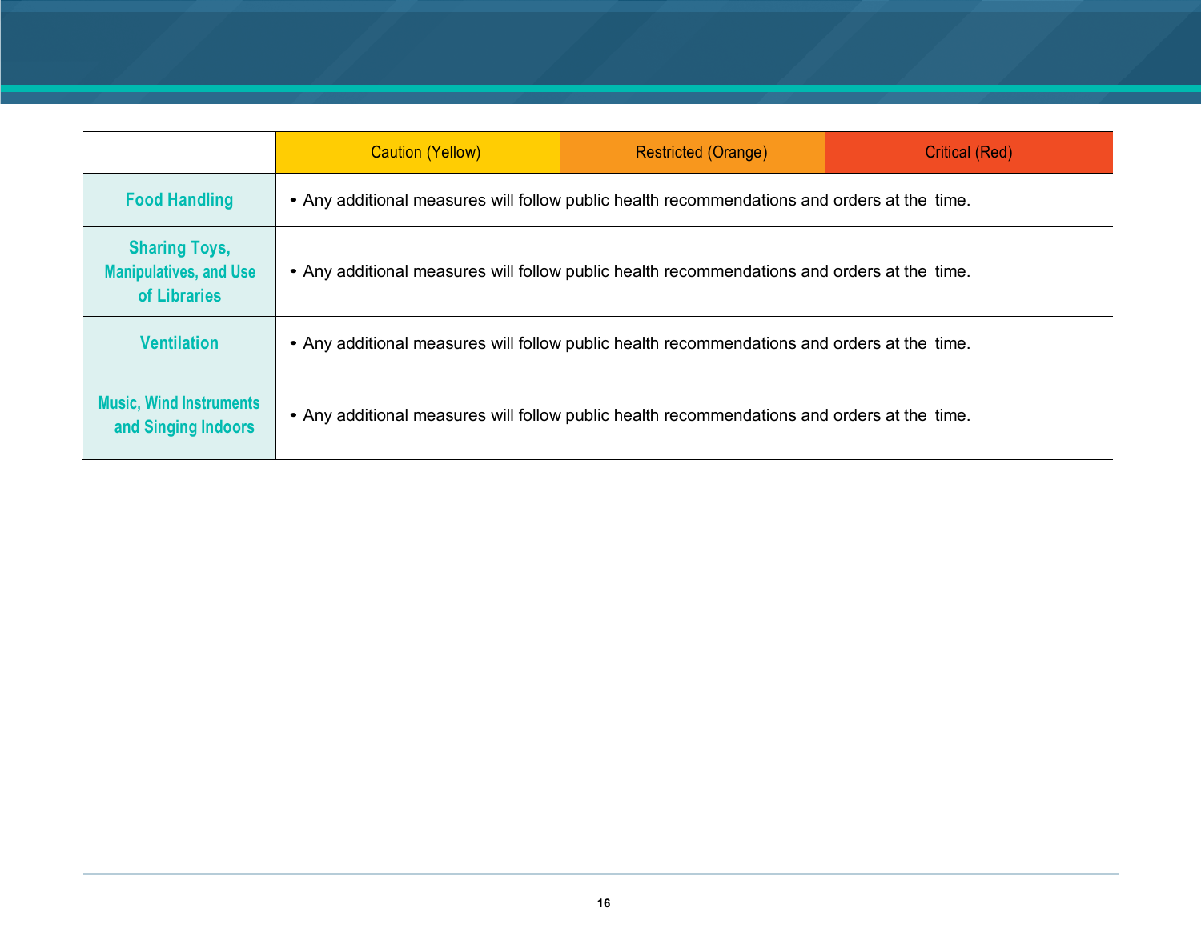| | Caution (Yellow) | Restricted (Orange) | Critical (Red) |
|---|---|---|---|
| Food Handling | • Any additional measures will follow public health recommendations and orders at the time. | | |
| Sharing Toys, Manipulatives, and Use of Libraries | • Any additional measures will follow public health recommendations and orders at the time. | | |
| Ventilation | • Any additional measures will follow public health recommendations and orders at the time. | | |
| Music, Wind Instruments and Singing Indoors | • Any additional measures will follow public health recommendations and orders at the time. | | |